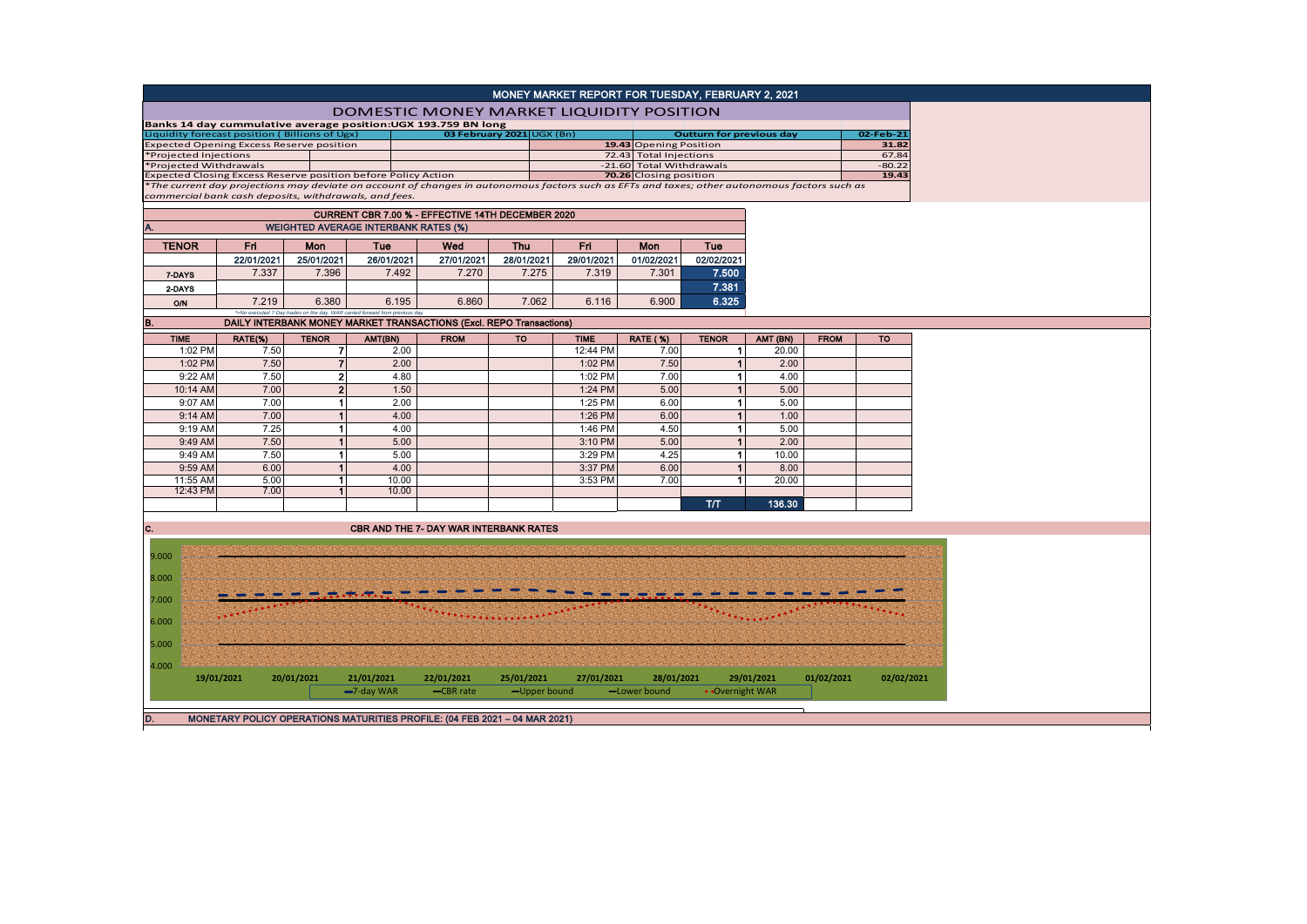# MONEY MARKET REPORT FOR TUESDAY, FEBRUARY 2, 2021

## DOMESTIC MONEY MARKET LIQUIDITY POSITION

**Banks 14 day cummulative average position:UGX 193.759 BN long**

| Liquidity forecast position ( Billions of Ugx) | 03 February 2021 UGX (Bn) | Outturn for previous day | 02-Feb-21 |
|---|---|---|---|
| Expected Opening Excess Reserve position | 19.43 | Opening Position | 31.82 |
| *Projected Injections | 72.43 | Total Injections | 67.84 |
| *Projected Withdrawals | -21.60 | Total Withdrawals | -80.22 |
| Expected Closing Excess Reserve position before Policy Action | 70.26 | Closing position | 19.43 |

*\*The current day projections may deviate on account of changes in autonomous factors such as EFTs and taxes; other autonomous factors such as commercial bank cash deposits, withdrawals, and fees.*

## CURRENT CBR 7.00 % - EFFECTIVE 14TH DECEMBER 2020

### A. WEIGHTED AVERAGE INTERBANK RATES (%)

| TENOR | Fri | Mon | Tue | Wed | Thu | Fri | Mon | Tue |
|---|---|---|---|---|---|---|---|---|
| | 22/01/2021 | 25/01/2021 | 26/01/2021 | 27/01/2021 | 28/01/2021 | 29/01/2021 | 01/02/2021 | 02/02/2021 |
| 7-DAYS | 7.337 | 7.396 | 7.492 | 7.270 | 7.275 | 7.319 | 7.301 | 7.500 |
| 2-DAYS | | | | | | | | 7.381 |
| O/N | 7.219 | 6.380 | 6.195 | 6.860 | 7.062 | 6.116 | 6.900 | 6.325 |

*\*=No executed 7-Day trades on the day. WAR carried forward from previous day.

### B. DAILY INTERBANK MONEY MARKET TRANSACTIONS (Excl. REPO Transactions)

| TIME | RATE(%) | TENOR | AMT(BN) | FROM | TO | TIME | RATE (%) | TENOR | AMT (BN) | FROM | TO |
|---|---|---|---|---|---|---|---|---|---|---|---|
| 1:02 PM | 7.50 | 7 | 2.00 | | | 12:44 PM | 7.00 | 1 | 20.00 | | |
| 1:02 PM | 7.50 | 7 | 2.00 | | | 1:02 PM | 7.50 | 1 | 2.00 | | |
| 9:22 AM | 7.50 | 2 | 4.80 | | | 1:02 PM | 7.00 | 1 | 4.00 | | |
| 10:14 AM | 7.00 | 2 | 1.50 | | | 1:24 PM | 5.00 | 1 | 5.00 | | |
| 9:07 AM | 7.00 | 1 | 2.00 | | | 1:25 PM | 6.00 | 1 | 5.00 | | |
| 9:14 AM | 7.00 | 1 | 4.00 | | | 1:26 PM | 6.00 | 1 | 1.00 | | |
| 9:19 AM | 7.25 | 1 | 4.00 | | | 1:46 PM | 4.50 | 1 | 5.00 | | |
| 9:49 AM | 7.50 | 1 | 5.00 | | | 3:10 PM | 5.00 | 1 | 2.00 | | |
| 9:49 AM | 7.50 | 1 | 5.00 | | | 3:29 PM | 4.25 | 1 | 10.00 | | |
| 9:59 AM | 6.00 | 1 | 4.00 | | | 3:37 PM | 6.00 | 1 | 8.00 | | |
| 11:55 AM | 5.00 | 1 | 10.00 | | | 3:53 PM | 7.00 | 1 | 20.00 | | |
| 12:43 PM | 7.00 | 1 | 10.00 | | | | | | | | |
| | | | | | | | | T/T | 136.30 | | |

### C. CBR AND THE 7- DAY WAR INTERBANK RATES

Legend: 7-day WAR, CBR rate, Upper bound, Lower bound, Overnight WAR

Y-axis: 4.000, 5.000, 6.000, 7.000, 8.000, 9.000

X-axis: 19/01/2021, 20/01/2021, 21/01/2021, 22/01/2021, 25/01/2021, 27/01/2021, 28/01/2021, 29/01/2021, 01/02/2021, 02/02/2021

### D. MONETARY POLICY OPERATIONS MATURITIES PROFILE: (04 FEB 2021 – 04 MAR 2021)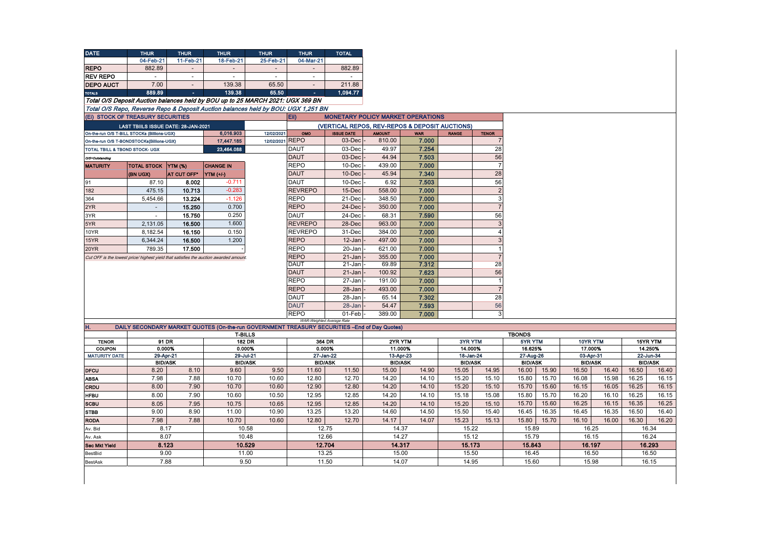| DATE | THUR | THUR | THUR | THUR | THUR | TOTAL |
|---|---|---|---|---|---|---|
| | 04-Feb-21 | 11-Feb-21 | 18-Feb-21 | 25-Feb-21 | 04-Mar-21 | |
| REPO | 882.89 | - | - | - | - | 882.89 |
| REV REPO | - | - | - | - | - | - |
| DEPO AUCT | 7.00 | - | 139.38 | 65.50 | - | 211.88 |
| TOTALS | 889.89 | - | 139.38 | 65.50 | - | 1,094.77 |

*Total O/S Deposit Auction balances held by BOU up to 25 MARCH 2021: UGX 369 BN*

*Total O/S Repo, Reverse Repo & Deposit Auction balances held by BOU: UGX 1,251 BN*

## (Ei) STOCK OF TREASURY SECURITIES

LAST TBIILS ISSUE DATE: 28-JAN-2021

| | | |
|---|---|---|
| On-the-run O/S T-BILL STOCKs (Billions-UGX) | 6,016.903 | 12/02/2021 |
| On-the-run O/S T-BONDSTOCKs(Billions-UGX) | 17,447.185 | 12/02/2021 |
| TOTAL TBILL & TBOND STOCK- UGX | 23,464.088 | |

*O/S=Outstanding*

| MATURITY | TOTAL STOCK (BN UGX) | YTM (%) AT CUT OFF* | CHANGE IN YTM (+/-) |
|---|---|---|---|
| 91 | 87.10 | 8.002 | -0.711 |
| 182 | 475.15 | 10.713 | -0.283 |
| 364 | 5,454.66 | 13.224 | -1.126 |
| 2YR | - | 15.250 | 0.700 |
| 3YR | - | 15.750 | 0.250 |
| 5YR | 2,131.05 | 16.500 | 1.600 |
| 10YR | 8,182.54 | 16.150 | 0.150 |
| 15YR | 6,344.24 | 16.500 | 1.200 |
| 20YR | 789.35 | 17.500 | - |

*Cut OFF is the lowest price/ highest yield that satisfies the auction awarded amount.*

## Eii) MONETARY POLICY MARKET OPERATIONS

(VERTICAL REPOS, REV-REPOS & DEPOSIT AUCTIONS)

| OMO | ISSUE DATE | AMOUNT | WAR | RANGE | TENOR |
|---|---|---|---|---|---|
| REPO | 03-Dec - | 810.00 | 7.000 | | 7 |
| DAUT | 03-Dec - | 49.97 | 7.254 | | 28 |
| DAUT | 03-Dec - | 44.94 | 7.503 | | 56 |
| REPO | 10-Dec - | 439.00 | 7.000 | | 7 |
| DAUT | 10-Dec - | 45.94 | 7.340 | | 28 |
| DAUT | 10-Dec - | 6.92 | 7.503 | | 56 |
| REVREPO | 15-Dec - | 558.00 | 7.000 | | 2 |
| REPO | 21-Dec - | 348.50 | 7.000 | | 3 |
| REPO | 24-Dec - | 350.00 | 7.000 | | 7 |
| DAUT | 24-Dec - | 68.31 | 7.590 | | 56 |
| REVREPO | 28-Dec - | 963.00 | 7.000 | | 3 |
| REVREPO | 31-Dec - | 384.00 | 7.000 | | 4 |
| REPO | 12-Jan - | 497.00 | 7.000 | | 3 |
| REPO | 20-Jan - | 621.00 | 7.000 | | 1 |
| REPO | 21-Jan - | 355.00 | 7.000 | | 7 |
| DAUT | 21-Jan - | 69.89 | 7.312 | | 28 |
| DAUT | 21-Jan - | 100.92 | 7.623 | | 56 |
| REPO | 27-Jan - | 191.00 | 7.000 | | 1 |
| REPO | 28-Jan - | 493.00 | 7.000 | | 7 |
| DAUT | 28-Jan - | 65.14 | 7.302 | | 28 |
| DAUT | 28-Jan - | 54.47 | 7.593 | | 56 |
| REPO | 01-Feb - | 389.00 | 7.000 | | 3 |

*WAR-Weighted Average Rate*

## H. DAILY SECONDARY MARKET QUOTES (On-the-run GOVERNMENT TREASURY SECURITIES –End of Day Quotes)

| | T-BILLS | | | | | | TBONDS | | | | | | | | | |
|---|---|---|---|---|---|---|---|---|---|---|---|---|---|---|---|---|
| TENOR | 91 DR | | 182 DR | | 364 DR | | 2YR YTM | | 3YR YTM | | 5YR YTM | | 10YR YTM | | 15YR YTM | |
| COUPON | 0.000% | | 0.000% | | 0.000% | | 11.000% | | 14.000% | | 16.625% | | 17.000% | | 14.250% | |
| MATURITY DATE | 29-Apr-21 | | 29-Jul-21 | | 27-Jan-22 | | 13-Apr-23 | | 18-Jan-24 | | 27-Aug-26 | | 03-Apr-31 | | 22-Jun-34 | |
| | BID/ASK | | BID/ASK | | BID/ASK | | BID/ASK | | BID/ASK | | BID/ASK | | BID/ASK | | BID/ASK | |
| DFCU | 8.20 | 8.10 | 9.60 | 9.50 | 11.60 | 11.50 | 15.00 | 14.90 | 15.05 | 14.95 | 16.00 | 15.90 | 16.50 | 16.40 | 16.50 | 16.40 |
| ABSA | 7.98 | 7.88 | 10.70 | 10.60 | 12.80 | 12.70 | 14.20 | 14.10 | 15.20 | 15.10 | 15.80 | 15.70 | 16.08 | 15.98 | 16.25 | 16.15 |
| CRDU | 8.00 | 7.90 | 10.70 | 10.60 | 12.90 | 12.80 | 14.20 | 14.10 | 15.20 | 15.10 | 15.70 | 15.60 | 16.15 | 16.05 | 16.25 | 16.15 |
| HFBU | 8.00 | 7.90 | 10.60 | 10.50 | 12.95 | 12.85 | 14.20 | 14.10 | 15.18 | 15.08 | 15.80 | 15.70 | 16.20 | 16.10 | 16.25 | 16.15 |
| SCBU | 8.05 | 7.95 | 10.75 | 10.65 | 12.95 | 12.85 | 14.20 | 14.10 | 15.20 | 15.10 | 15.70 | 15.60 | 16.25 | 16.15 | 16.35 | 16.25 |
| STBB | 9.00 | 8.90 | 11.00 | 10.90 | 13.25 | 13.20 | 14.60 | 14.50 | 15.50 | 15.40 | 16.45 | 16.35 | 16.45 | 16.35 | 16.50 | 16.40 |
| RODA | 7.98 | 7.88 | 10.70 | 10.60 | 12.80 | 12.70 | 14.17 | 14.07 | 15.23 | 15.13 | 15.80 | 15.70 | 16.10 | 16.00 | 16.30 | 16.20 |
| Av. Bid | 8.17 | | 10.58 | | 12.75 | | 14.37 | | 15.22 | | 15.89 | | 16.25 | | 16.34 | |
| Av. Ask | 8.07 | | 10.48 | | 12.66 | | 14.27 | | 15.12 | | 15.79 | | 16.15 | | 16.24 | |
| Sec Mkt Yield | 8.123 | | 10.529 | | 12.704 | | 14.317 | | 15.173 | | 15.843 | | 16.197 | | 16.293 | |
| BestBid | 9.00 | | 11.00 | | 13.25 | | 15.00 | | 15.50 | | 16.45 | | 16.50 | | 16.50 | |
| BestAsk | 7.88 | | 9.50 | | 11.50 | | 14.07 | | 14.95 | | 15.60 | | 15.98 | | 16.15 | |